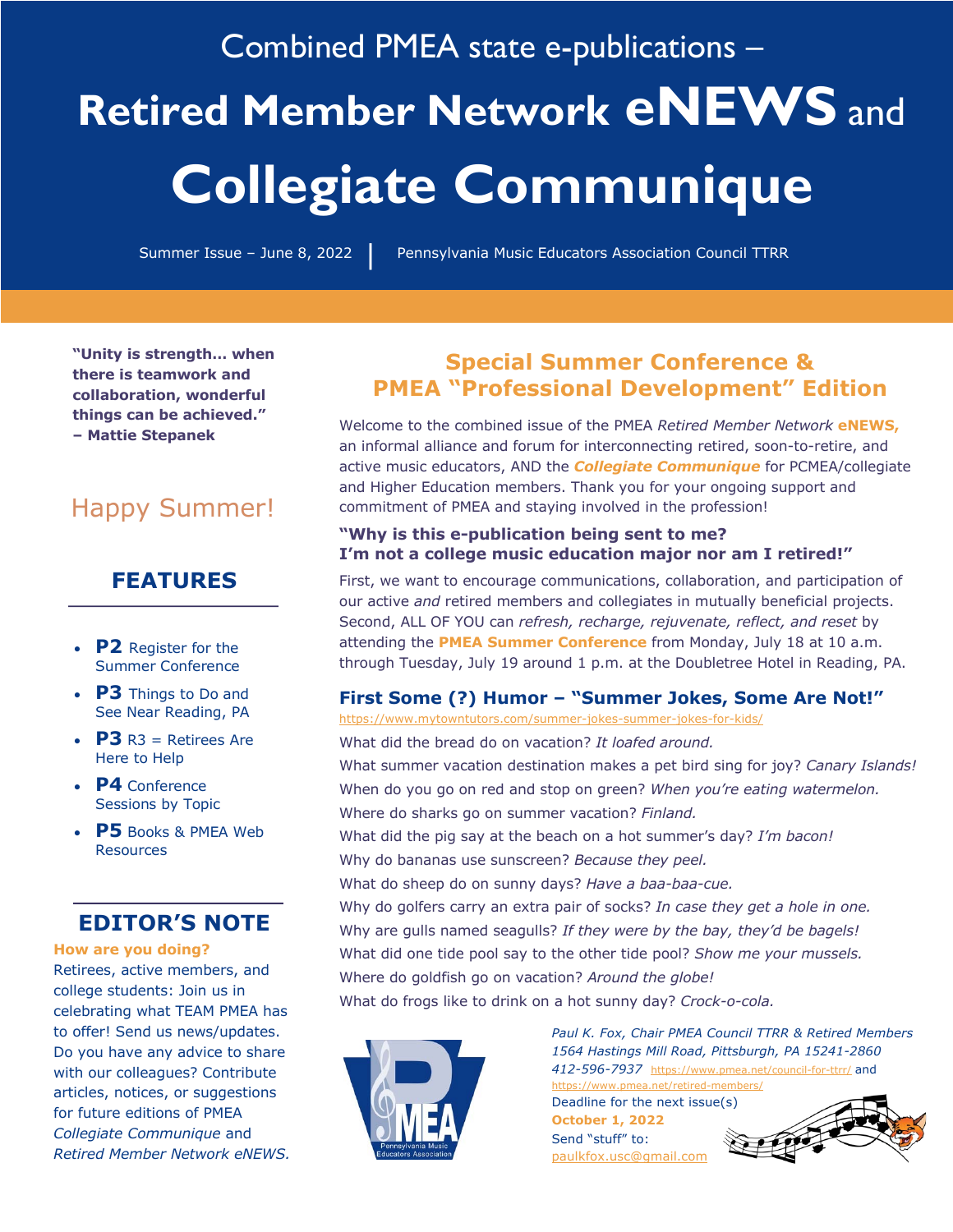Combined PMEA state e-publications –

# Retired Member Network eNEWS and Collegiate Communique

Summer Issue – June 8, 2022 | Pennsylvania Music Educators Association Council TTRR

**"Unity is strength… when there is teamwork and collaboration, wonderful things can be achieved." – Mattie Stepanek**

Happy Summer!

## FEATURES

- **P2** Register for the Summer Conference
- **P3** Things to Do and See Near Reading, PA
- **P3** R3 = Retirees Are Here to Help
- **P4** Conference Sessions by Topic
- **P5** Books & PMEA Web Resources

## EDITOR'S NOTE

**How are you doing?**

Retirees, active members, and college students: Join us in celebrating what TEAM PMEA has to offer! Send us news/updates. Do you have any advice to share with our colleagues? Contribute articles, notices, or suggestions for future editions of PMEA *Collegiate Communique* and *Retired Member Network eNEWS.*

## Special Summer Conference & PMEA "Professional Development" Edition

Welcome to the combined issue of the PMEA *Retired Member Network* **eNEWS,** an informal alliance and forum for interconnecting retired, soon-to-retire, and active music educators, AND the ***Collegiate Communique*** for PCMEA/collegiate and Higher Education members. Thank you for your ongoing support and commitment of PMEA and staying involved in the profession!

### "Why is this e-publication being sent to me? I'm not a college music education major nor am I retired!"

First, we want to encourage communications, collaboration, and participation of our active *and* retired members and collegiates in mutually beneficial projects. Second, ALL OF YOU can *refresh, recharge, rejuvenate, reflect, and reset* by attending the **PMEA Summer Conference** from Monday, July 18 at 10 a.m. through Tuesday, July 19 around 1 p.m. at the Doubletree Hotel in Reading, PA.

### First Some (?) Humor – "Summer Jokes, Some Are Not!"

https://www.mytowntutors.com/summer-jokes-summer-jokes-for-kids/

What did the bread do on vacation? *It loafed around.*

What summer vacation destination makes a pet bird sing for joy? *Canary Islands!*

When do you go on red and stop on green? *When you're eating watermelon.*

Where do sharks go on summer vacation? *Finland.*

What did the pig say at the beach on a hot summer's day? *I'm bacon!*

Why do bananas use sunscreen? *Because they peel.*

What do sheep do on sunny days? *Have a baa-baa-cue.*

Why do golfers carry an extra pair of socks? *In case they get a hole in one.*

Why are gulls named seagulls? *If they were by the bay, they'd be bagels!*

What did one tide pool say to the other tide pool? *Show me your mussels.*

Where do goldfish go on vacation? *Around the globe!*

What do frogs like to drink on a hot sunny day? *Crock-o-cola.*

PMEA Pennsylvania Music Educators Association

*Paul K. Fox, Chair PMEA Council TTRR & Retired Members*
*1564 Hastings Mill Road, Pittsburgh, PA 15241-2860*
*412-596-7937* https://www.pmea.net/council-for-ttrr/ and https://www.pmea.net/retired-members/

Deadline for the next issue(s) **October 1, 2022**

Send "stuff" to: paulkfox.usc@gmail.com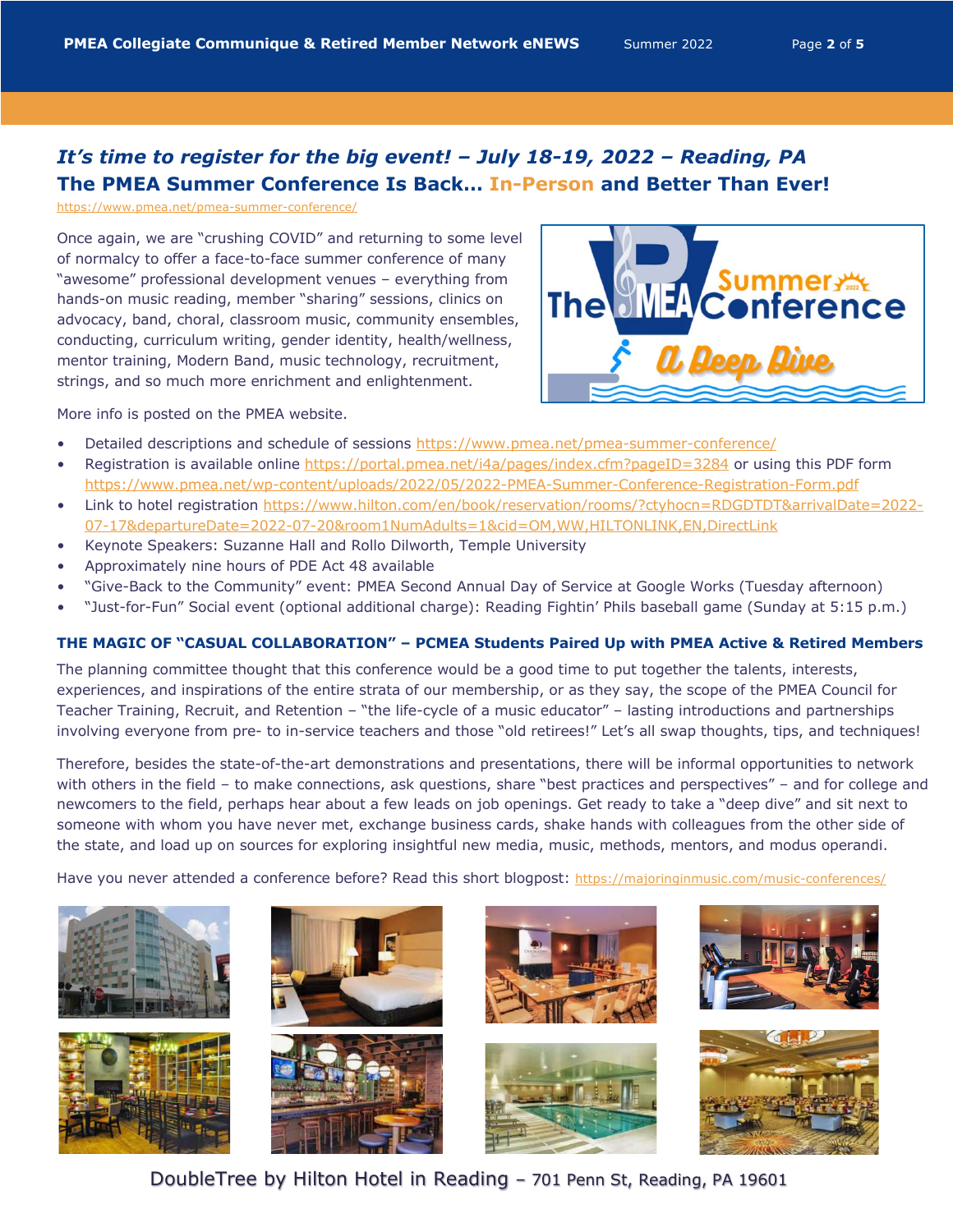## *It's time to register for the big event! – July 18-19, 2022 – Reading, PA*

## The PMEA Summer Conference Is Back… In-Person and Better Than Ever!

https://www.pmea.net/pmea-summer-conference/

Once again, we are "crushing COVID" and returning to some level of normalcy to offer a face-to-face summer conference of many "awesome" professional development venues – everything from hands-on music reading, member "sharing" sessions, clinics on advocacy, band, choral, classroom music, community ensembles, conducting, curriculum writing, gender identity, health/wellness, mentor training, Modern Band, music technology, recruitment, strings, and so much more enrichment and enlightenment.

More info is posted on the PMEA website.

- Detailed descriptions and schedule of sessions https://www.pmea.net/pmea-summer-conference/
- Registration is available online https://portal.pmea.net/i4a/pages/index.cfm?pageID=3284 or using this PDF form https://www.pmea.net/wp-content/uploads/2022/05/2022-PMEA-Summer-Conference-Registration-Form.pdf
- Link to hotel registration https://www.hilton.com/en/book/reservation/rooms/?ctyhocn=RDGDTDT&arrivalDate=2022-07-17&departureDate=2022-07-20&room1NumAdults=1&cid=OM,WW,HILTONLINK,EN,DirectLink
- Keynote Speakers: Suzanne Hall and Rollo Dilworth, Temple University
- Approximately nine hours of PDE Act 48 available
- "Give-Back to the Community" event: PMEA Second Annual Day of Service at Google Works (Tuesday afternoon)
- "Just-for-Fun" Social event (optional additional charge): Reading Fightin' Phils baseball game (Sunday at 5:15 p.m.)

### THE MAGIC OF "CASUAL COLLABORATION" – PCMEA Students Paired Up with PMEA Active & Retired Members

The planning committee thought that this conference would be a good time to put together the talents, interests, experiences, and inspirations of the entire strata of our membership, or as they say, the scope of the PMEA Council for Teacher Training, Recruit, and Retention – "the life-cycle of a music educator" – lasting introductions and partnerships involving everyone from pre- to in-service teachers and those "old retirees!" Let's all swap thoughts, tips, and techniques!

Therefore, besides the state-of-the-art demonstrations and presentations, there will be informal opportunities to network with others in the field – to make connections, ask questions, share "best practices and perspectives" – and for college and newcomers to the field, perhaps hear about a few leads on job openings. Get ready to take a "deep dive" and sit next to someone with whom you have never met, exchange business cards, shake hands with colleagues from the other side of the state, and load up on sources for exploring insightful new media, music, methods, mentors, and modus operandi.

Have you never attended a conference before? Read this short blogpost: https://majoringinmusic.com/music-conferences/

DoubleTree by Hilton Hotel in Reading – 701 Penn St, Reading, PA 19601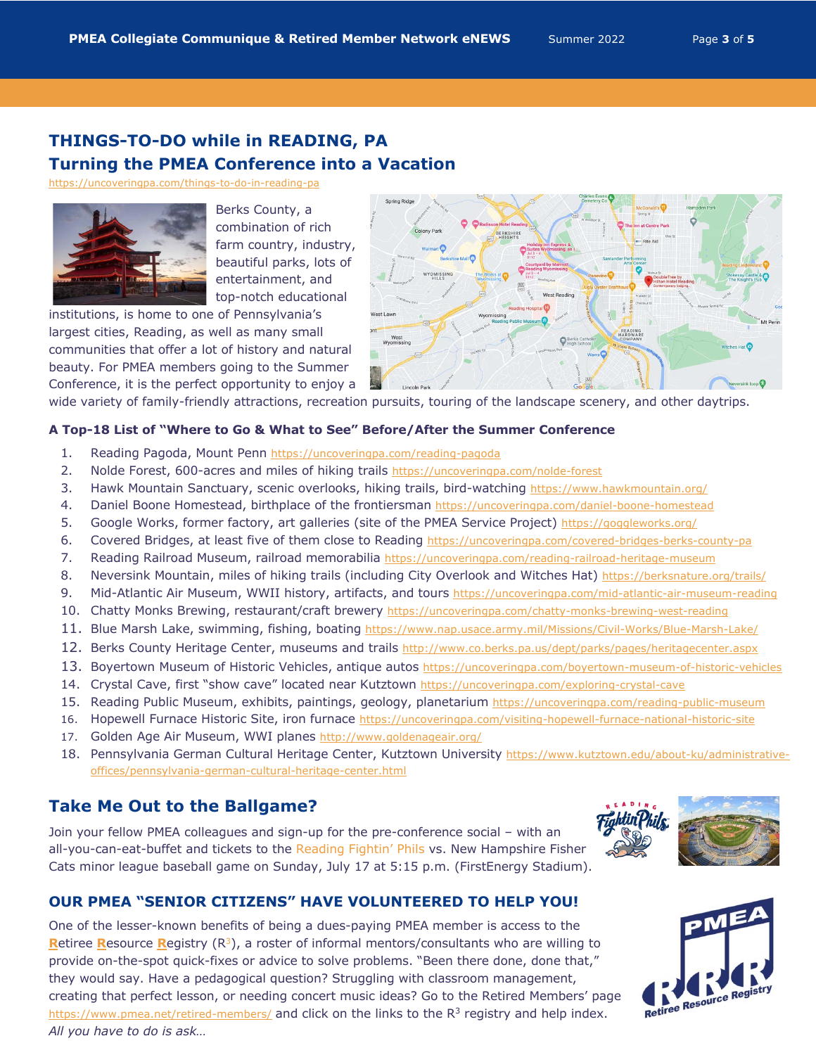## THINGS-TO-DO while in READING, PA
## Turning the PMEA Conference into a Vacation

https://uncoveringpa.com/things-to-do-in-reading-pa

Berks County, a combination of rich farm country, industry, beautiful parks, lots of entertainment, and top-notch educational institutions, is home to one of Pennsylvania's largest cities, Reading, as well as many small communities that offer a lot of history and natural beauty. For PMEA members going to the Summer Conference, it is the perfect opportunity to enjoy a wide variety of family-friendly attractions, recreation pursuits, touring of the landscape scenery, and other daytrips.

**A Top-18 List of "Where to Go & What to See" Before/After the Summer Conference**

1. Reading Pagoda, Mount Penn https://uncoveringpa.com/reading-pagoda
2. Nolde Forest, 600-acres and miles of hiking trails https://uncoveringpa.com/nolde-forest
3. Hawk Mountain Sanctuary, scenic overlooks, hiking trails, bird-watching https://www.hawkmountain.org/
4. Daniel Boone Homestead, birthplace of the frontiersman https://uncoveringpa.com/daniel-boone-homestead
5. Google Works, former factory, art galleries (site of the PMEA Service Project) https://goggleworks.org/
6. Covered Bridges, at least five of them close to Reading https://uncoveringpa.com/covered-bridges-berks-county-pa
7. Reading Railroad Museum, railroad memorabilia https://uncoveringpa.com/reading-railroad-heritage-museum
8. Neversink Mountain, miles of hiking trails (including City Overlook and Witches Hat) https://berksnature.org/trails/
9. Mid-Atlantic Air Museum, WWII history, artifacts, and tours https://uncoveringpa.com/mid-atlantic-air-museum-reading
10. Chatty Monks Brewing, restaurant/craft brewery https://uncoveringpa.com/chatty-monks-brewing-west-reading
11. Blue Marsh Lake, swimming, fishing, boating https://www.nap.usace.army.mil/Missions/Civil-Works/Blue-Marsh-Lake/
12. Berks County Heritage Center, museums and trails http://www.co.berks.pa.us/dept/parks/pages/heritagecenter.aspx
13. Boyertown Museum of Historic Vehicles, antique autos https://uncoveringpa.com/boyertown-museum-of-historic-vehicles
14. Crystal Cave, first "show cave" located near Kutztown https://uncoveringpa.com/exploring-crystal-cave
15. Reading Public Museum, exhibits, paintings, geology, planetarium https://uncoveringpa.com/reading-public-museum
16. Hopewell Furnace Historic Site, iron furnace https://uncoveringpa.com/visiting-hopewell-furnace-national-historic-site
17. Golden Age Air Museum, WWI planes http://www.goldenageair.org/
18. Pennsylvania German Cultural Heritage Center, Kutztown University https://www.kutztown.edu/about-ku/administrative-offices/pennsylvania-german-cultural-heritage-center.html

## Take Me Out to the Ballgame?

Join your fellow PMEA colleagues and sign-up for the pre-conference social – with an all-you-can-eat-buffet and tickets to the Reading Fightin' Phils vs. New Hampshire Fisher Cats minor league baseball game on Sunday, July 17 at 5:15 p.m. (FirstEnergy Stadium).

## OUR PMEA "SENIOR CITIZENS" HAVE VOLUNTEERED TO HELP YOU!

One of the lesser-known benefits of being a dues-paying PMEA member is access to the **R**etiree **R**esource **R**egistry ($R^3$), a roster of informal mentors/consultants who are willing to provide on-the-spot quick-fixes or advice to solve problems. "Been there done, done that," they would say. Have a pedagogical question? Struggling with classroom management, creating that perfect lesson, or needing concert music ideas? Go to the Retired Members' page https://www.pmea.net/retired-members/ and click on the links to the $R^3$ registry and help index. *All you have to do is ask…*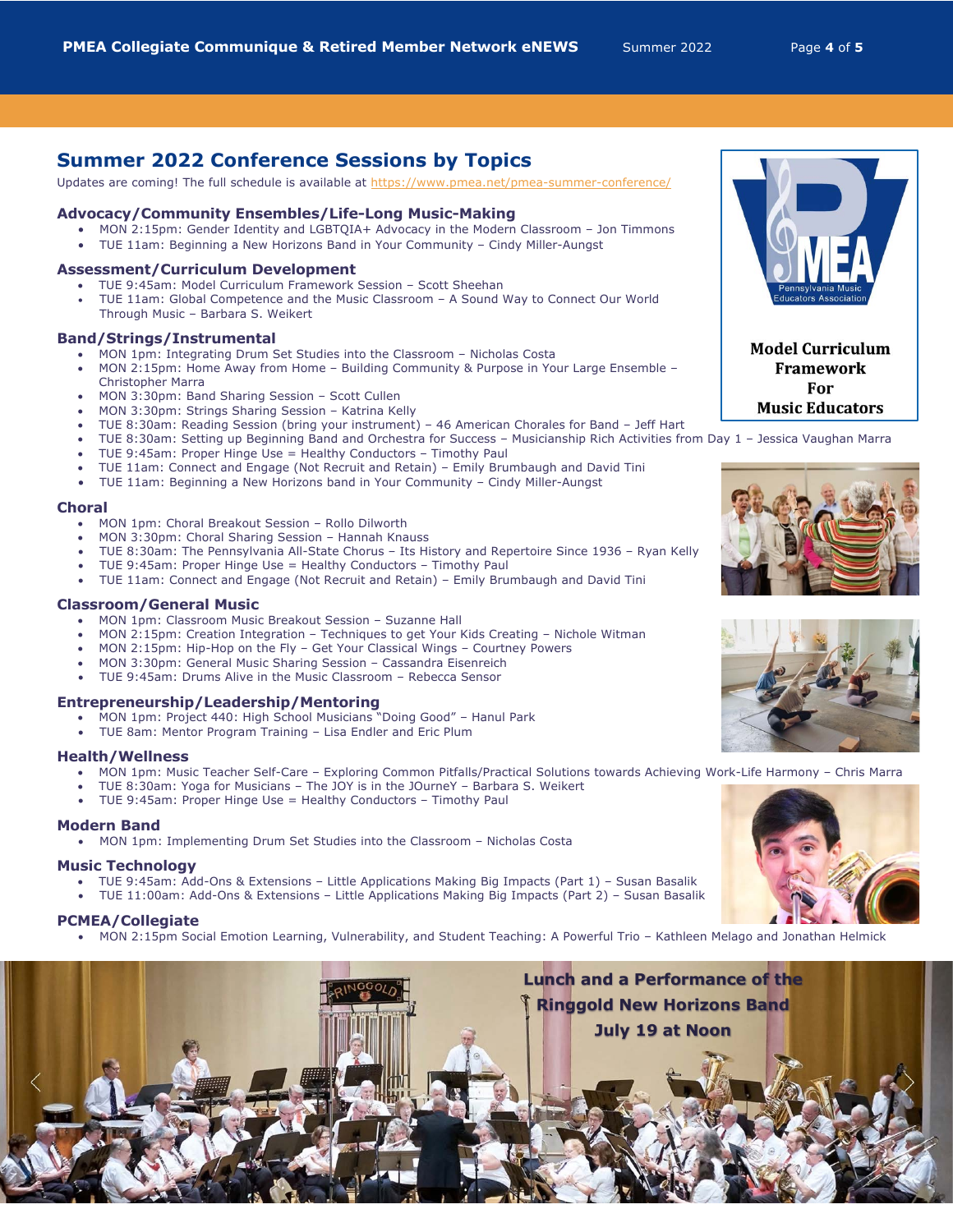## Summer 2022 Conference Sessions by Topics

Updates are coming! The full schedule is available at https://www.pmea.net/pmea-summer-conference/

### Advocacy/Community Ensembles/Life-Long Music-Making

- MON 2:15pm: Gender Identity and LGBTQIA+ Advocacy in the Modern Classroom – Jon Timmons
- TUE 11am: Beginning a New Horizons Band in Your Community – Cindy Miller-Aungst

### Assessment/Curriculum Development

- TUE 9:45am: Model Curriculum Framework Session – Scott Sheehan
- TUE 11am: Global Competence and the Music Classroom – A Sound Way to Connect Our World Through Music – Barbara S. Weikert

### Band/Strings/Instrumental

- MON 1pm: Integrating Drum Set Studies into the Classroom – Nicholas Costa
- MON 2:15pm: Home Away from Home – Building Community & Purpose in Your Large Ensemble – Christopher Marra
- MON 3:30pm: Band Sharing Session – Scott Cullen
- MON 3:30pm: Strings Sharing Session – Katrina Kelly
- TUE 8:30am: Reading Session (bring your instrument) – 46 American Chorales for Band – Jeff Hart
- TUE 8:30am: Setting up Beginning Band and Orchestra for Success – Musicianship Rich Activities from Day 1 – Jessica Vaughan Marra
- TUE 9:45am: Proper Hinge Use = Healthy Conductors – Timothy Paul
- TUE 11am: Connect and Engage (Not Recruit and Retain) – Emily Brumbaugh and David Tini
- TUE 11am: Beginning a New Horizons band in Your Community – Cindy Miller-Aungst

### Choral

- MON 1pm: Choral Breakout Session – Rollo Dilworth
- MON 3:30pm: Choral Sharing Session – Hannah Knauss
- TUE 8:30am: The Pennsylvania All-State Chorus – Its History and Repertoire Since 1936 – Ryan Kelly
- TUE 9:45am: Proper Hinge Use = Healthy Conductors – Timothy Paul
- TUE 11am: Connect and Engage (Not Recruit and Retain) – Emily Brumbaugh and David Tini

### Classroom/General Music

- MON 1pm: Classroom Music Breakout Session – Suzanne Hall
- MON 2:15pm: Creation Integration – Techniques to get Your Kids Creating – Nichole Witman
- MON 2:15pm: Hip-Hop on the Fly – Get Your Classical Wings – Courtney Powers
- MON 3:30pm: General Music Sharing Session – Cassandra Eisenreich
- TUE 9:45am: Drums Alive in the Music Classroom – Rebecca Sensor

### Entrepreneurship/Leadership/Mentoring

- MON 1pm: Project 440: High School Musicians "Doing Good" – Hanul Park
- TUE 8am: Mentor Program Training – Lisa Endler and Eric Plum

### Health/Wellness

- MON 1pm: Music Teacher Self-Care – Exploring Common Pitfalls/Practical Solutions towards Achieving Work-Life Harmony – Chris Marra
- TUE 8:30am: Yoga for Musicians – The JOY is in the JOurneY – Barbara S. Weikert
- TUE 9:45am: Proper Hinge Use = Healthy Conductors – Timothy Paul

### Modern Band

- MON 1pm: Implementing Drum Set Studies into the Classroom – Nicholas Costa

### Music Technology

- TUE 9:45am: Add-Ons & Extensions – Little Applications Making Big Impacts (Part 1) – Susan Basalik
- TUE 11:00am: Add-Ons & Extensions – Little Applications Making Big Impacts (Part 2) – Susan Basalik

### PCMEA/Collegiate

- MON 2:15pm Social Emotion Learning, Vulnerability, and Student Teaching: A Powerful Trio – Kathleen Melago and Jonathan Helmick

**Model Curriculum Framework For Music Educators**

**Lunch and a Performance of the Ringgold New Horizons Band July 19 at Noon**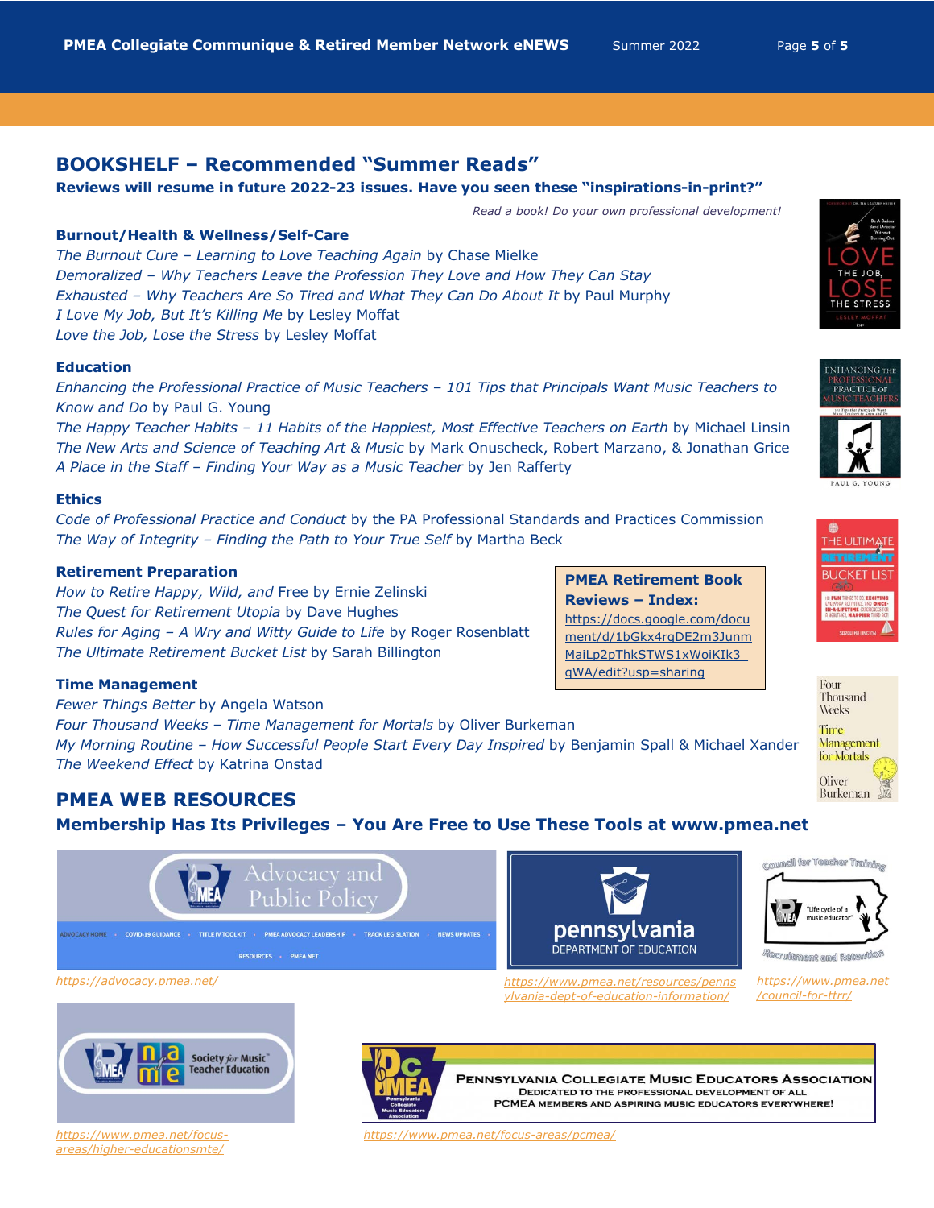## BOOKSHELF – Recommended "Summer Reads"

**Reviews will resume in future 2022-23 issues. Have you seen these "inspirations-in-print?"**

*Read a book! Do your own professional development!*

### Burnout/Health & Wellness/Self-Care

*The Burnout Cure – Learning to Love Teaching Again* by Chase Mielke
*Demoralized – Why Teachers Leave the Profession They Love and How They Can Stay*
*Exhausted – Why Teachers Are So Tired and What They Can Do About It* by Paul Murphy
*I Love My Job, But It's Killing Me* by Lesley Moffat
*Love the Job, Lose the Stress* by Lesley Moffat

### Education

*Enhancing the Professional Practice of Music Teachers – 101 Tips that Principals Want Music Teachers to Know and Do* by Paul G. Young
*The Happy Teacher Habits – 11 Habits of the Happiest, Most Effective Teachers on Earth* by Michael Linsin
*The New Arts and Science of Teaching Art & Music* by Mark Onuscheck, Robert Marzano, & Jonathan Grice
*A Place in the Staff – Finding Your Way as a Music Teacher* by Jen Rafferty

### Ethics

*Code of Professional Practice and Conduct* by the PA Professional Standards and Practices Commission
*The Way of Integrity – Finding the Path to Your True Self* by Martha Beck

### Retirement Preparation

*How to Retire Happy, Wild, and Free* by Ernie Zelinski
*The Quest for Retirement Utopia* by Dave Hughes
*Rules for Aging – A Wry and Witty Guide to Life* by Roger Rosenblatt
*The Ultimate Retirement Bucket List* by Sarah Billington

**PMEA Retirement Book Reviews – Index:**
https://docs.google.com/document/d/1bGkx4rqDE2m3JunmMaiLp2pThkSTWS1xWoiKIk3_gWA/edit?usp=sharing

### Time Management

*Fewer Things Better* by Angela Watson
*Four Thousand Weeks – Time Management for Mortals* by Oliver Burkeman
*My Morning Routine – How Successful People Start Every Day Inspired* by Benjamin Spall & Michael Xander
*The Weekend Effect* by Katrina Onstad

## PMEA WEB RESOURCES

**Membership Has Its Privileges – You Are Free to Use These Tools at www.pmea.net**

Advocacy and Public Policy
https://advocacy.pmea.net/

pennsylvania DEPARTMENT OF EDUCATION
https://www.pmea.net/resources/pennsylvania-dept-of-education-information/

Council for Teacher Training – Recruitment and Retention
https://www.pmea.net/council-for-ttrr/

Society for Music Teacher Education
https://www.pmea.net/focus-areas/higher-educationsmte/

PENNSYLVANIA COLLEGIATE MUSIC EDUCATORS ASSOCIATION – DEDICATED TO THE PROFESSIONAL DEVELOPMENT OF ALL PCMEA MEMBERS AND ASPIRING MUSIC EDUCATORS EVERYWHERE!
https://www.pmea.net/focus-areas/pcmea/